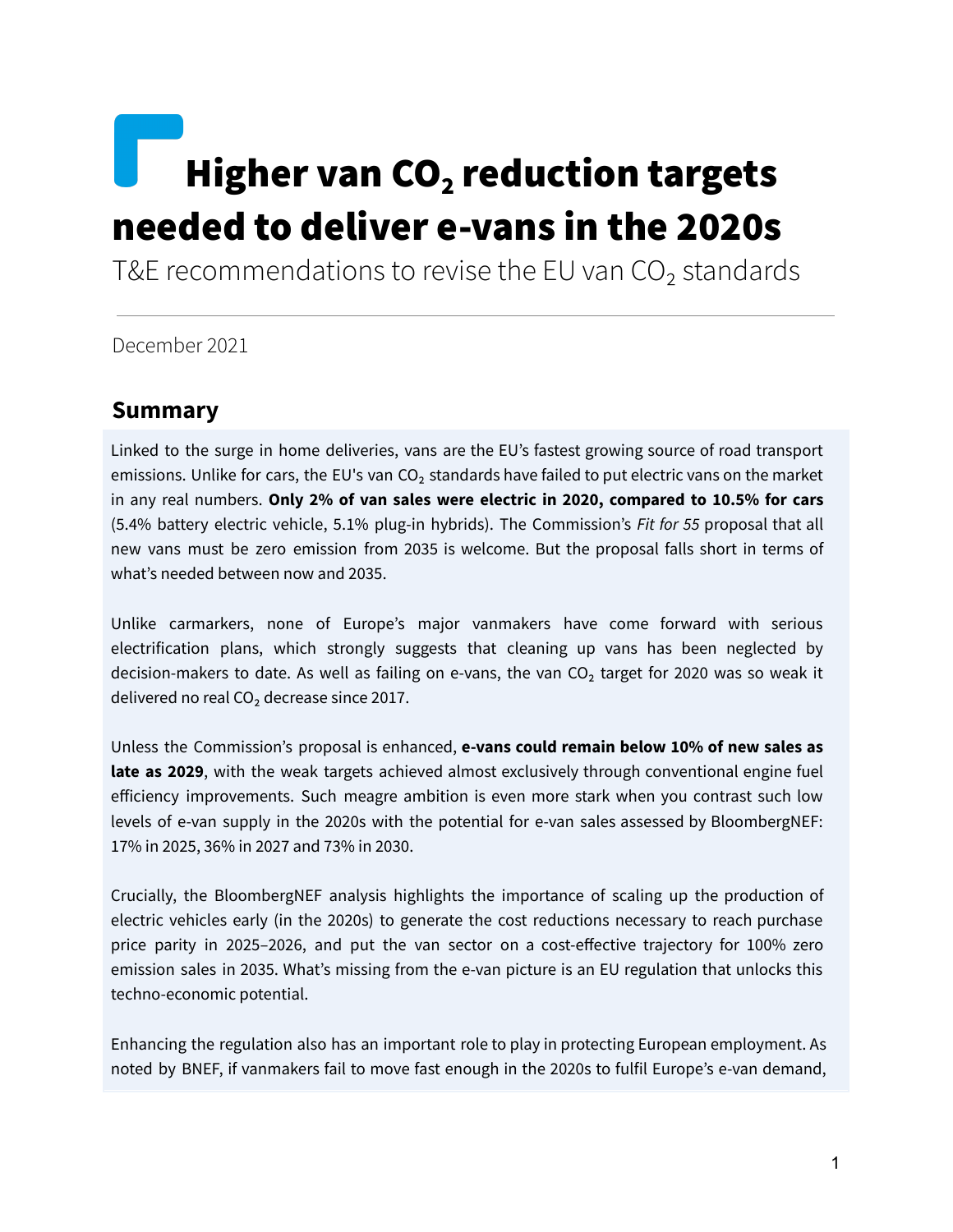# Higher van $CO_2$ reduction targets needed to deliver e-vans in the 2020s

T&E recommendations to revise the EU van $CO_2$ standards

December 2021

## Summary

Linked to the surge in home deliveries, vans are the EU's fastest growing source of road transport emissions. Unlike for cars, the EU's van $CO_2$ standards have failed to put electric vans on the market in any real numbers. **Only 2% of van sales were electric in 2020, compared to 10.5% for cars** (5.4% battery electric vehicle, 5.1% plug-in hybrids). The Commission's *Fit for 55* proposal that all new vans must be zero emission from 2035 is welcome. But the proposal falls short in terms of what's needed between now and 2035.

Unlike carmarkers, none of Europe's major vanmakers have come forward with serious electrification plans, which strongly suggests that cleaning up vans has been neglected by decision-makers to date. As well as failing on e-vans, the van $CO_2$ target for 2020 was so weak it delivered no real $CO_2$ decrease since 2017.

Unless the Commission's proposal is enhanced, **e-vans could remain below 10% of new sales as late as 2029**, with the weak targets achieved almost exclusively through conventional engine fuel efficiency improvements. Such meagre ambition is even more stark when you contrast such low levels of e-van supply in the 2020s with the potential for e-van sales assessed by BloombergNEF: 17% in 2025, 36% in 2027 and 73% in 2030.

Crucially, the BloombergNEF analysis highlights the importance of scaling up the production of electric vehicles early (in the 2020s) to generate the cost reductions necessary to reach purchase price parity in 2025–2026, and put the van sector on a cost-effective trajectory for 100% zero emission sales in 2035. What's missing from the e-van picture is an EU regulation that unlocks this techno-economic potential.

Enhancing the regulation also has an important role to play in protecting European employment. As noted by BNEF, if vanmakers fail to move fast enough in the 2020s to fulfil Europe's e-van demand,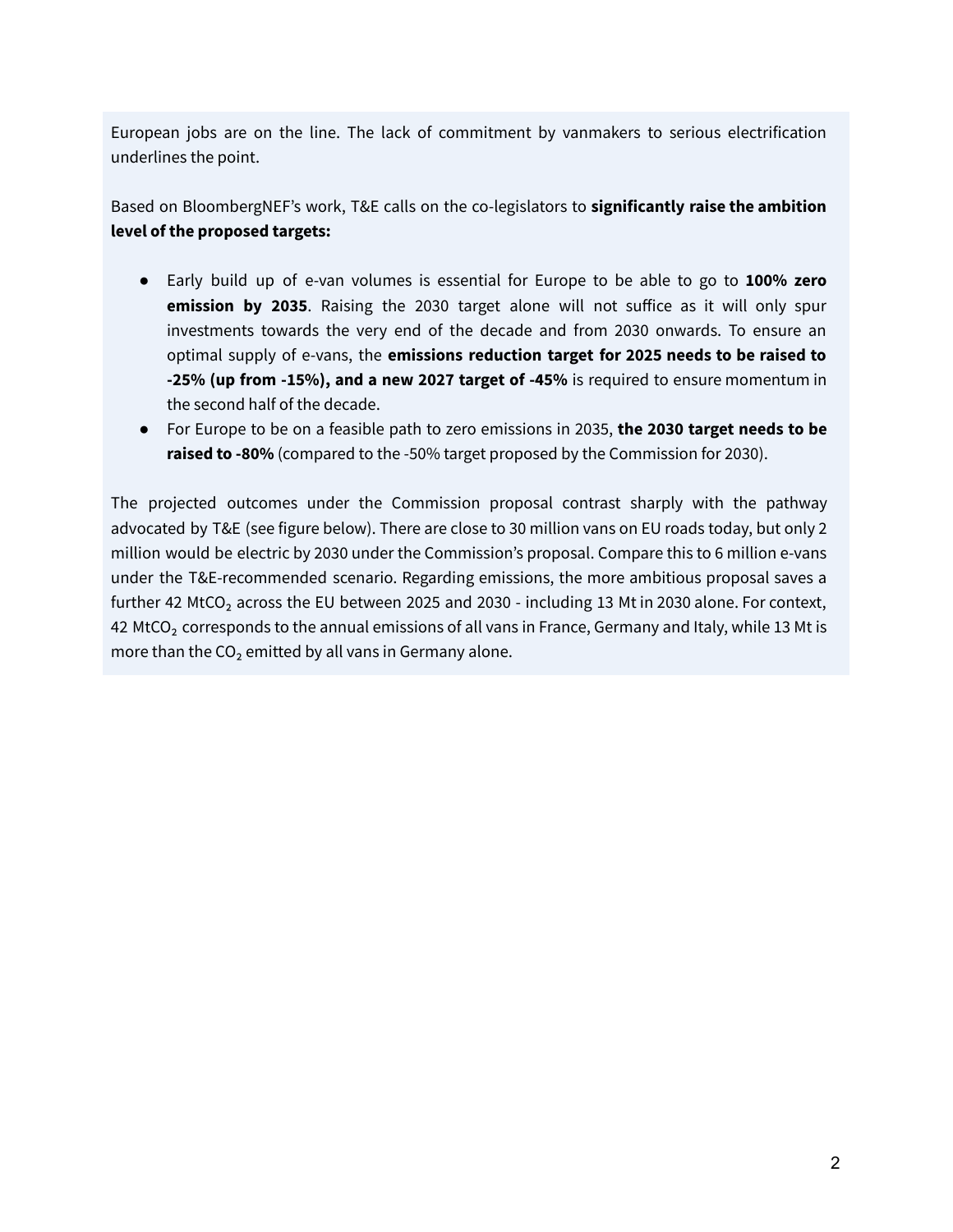European jobs are on the line. The lack of commitment by vanmakers to serious electrification underlines the point.

Based on BloombergNEF's work, T&E calls on the co-legislators to **significantly raise the ambition level of the proposed targets:**

- Early build up of e-van volumes is essential for Europe to be able to go to **100% zero emission by 2035**. Raising the 2030 target alone will not suffice as it will only spur investments towards the very end of the decade and from 2030 onwards. To ensure an optimal supply of e-vans, the **emissions reduction target for 2025 needs to be raised to -25% (up from -15%), and a new 2027 target of -45%** is required to ensure momentum in the second half of the decade.
- For Europe to be on a feasible path to zero emissions in 2035, **the 2030 target needs to be raised to -80%** (compared to the -50% target proposed by the Commission for 2030).

The projected outcomes under the Commission proposal contrast sharply with the pathway advocated by T&E (see figure below). There are close to 30 million vans on EU roads today, but only 2 million would be electric by 2030 under the Commission's proposal. Compare this to 6 million e-vans under the T&E-recommended scenario. Regarding emissions, the more ambitious proposal saves a further 42 $MtCO_2$ across the EU between 2025 and 2030 - including 13 Mt in 2030 alone. For context, 42 $MtCO_2$ corresponds to the annual emissions of all vans in France, Germany and Italy, while 13 Mt is more than the $CO_2$ emitted by all vans in Germany alone.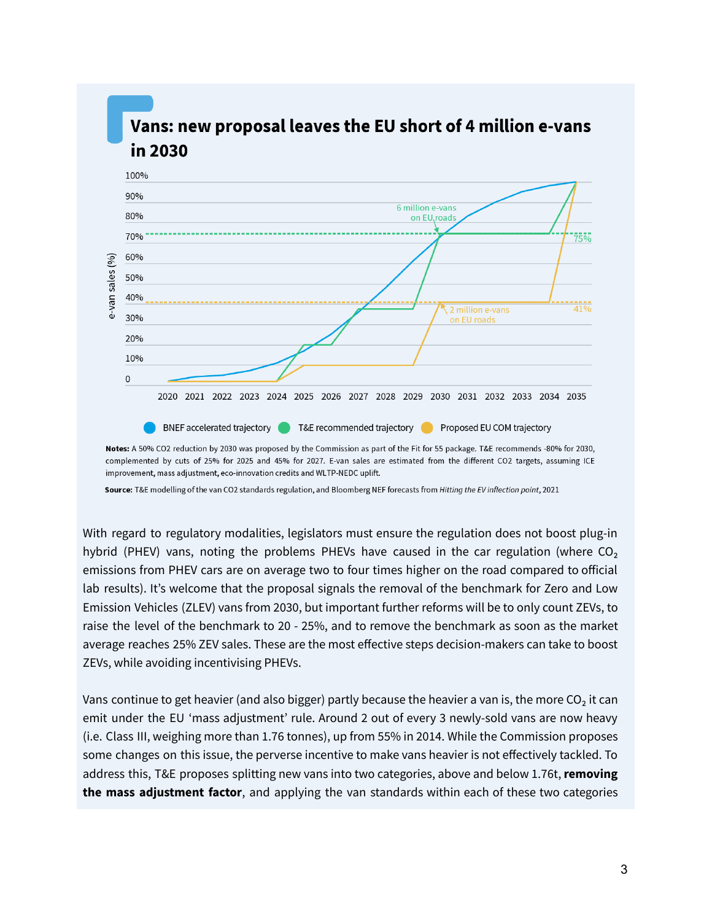## Vans: new proposal leaves the EU short of 4 million e-vans in 2030

**Notes:** A 50% CO2 reduction by 2030 was proposed by the Commission as part of the Fit for 55 package. T&E recommends -80% for 2030, complemented by cuts of 25% for 2025 and 45% for 2027. E-van sales are estimated from the different CO2 targets, assuming ICE improvement, mass adjustment, eco-innovation credits and WLTP-NEDC uplift.

**Source:** T&E modelling of the van CO2 standards regulation, and Bloomberg NEF forecasts from *Hitting the EV inflection point*, 2021

With regard to regulatory modalities, legislators must ensure the regulation does not boost plug-in hybrid (PHEV) vans, noting the problems PHEVs have caused in the car regulation (where $CO_2$ emissions from PHEV cars are on average two to four times higher on the road compared to official lab results). It's welcome that the proposal signals the removal of the benchmark for Zero and Low Emission Vehicles (ZLEV) vans from 2030, but important further reforms will be to only count ZEVs, to raise the level of the benchmark to 20 - 25%, and to remove the benchmark as soon as the market average reaches 25% ZEV sales. These are the most effective steps decision-makers can take to boost ZEVs, while avoiding incentivising PHEVs.

Vans continue to get heavier (and also bigger) partly because the heavier a van is, the more $CO_2$ it can emit under the EU 'mass adjustment' rule. Around 2 out of every 3 newly-sold vans are now heavy (i.e. Class III, weighing more than 1.76 tonnes), up from 55% in 2014. While the Commission proposes some changes on this issue, the perverse incentive to make vans heavier is not effectively tackled. To address this, T&E proposes splitting new vans into two categories, above and below 1.76t, **removing the mass adjustment factor**, and applying the van standards within each of these two categories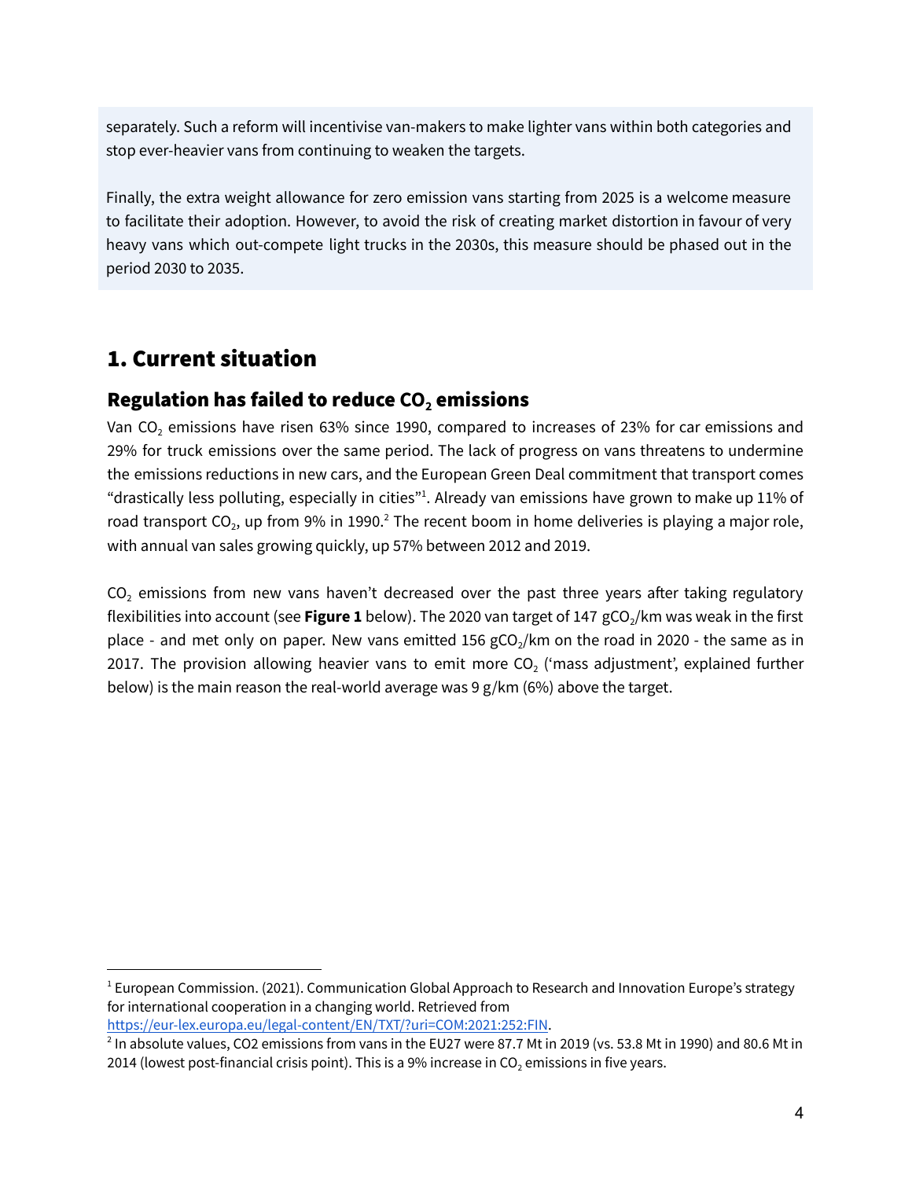separately. Such a reform will incentivise van-makers to make lighter vans within both categories and stop ever-heavier vans from continuing to weaken the targets.

Finally, the extra weight allowance for zero emission vans starting from 2025 is a welcome measure to facilitate their adoption. However, to avoid the risk of creating market distortion in favour of very heavy vans which out-compete light trucks in the 2030s, this measure should be phased out in the period 2030 to 2035.

# 1. Current situation

## Regulation has failed to reduce $CO_2$ emissions

Van $CO_2$ emissions have risen 63% since 1990, compared to increases of 23% for car emissions and 29% for truck emissions over the same period. The lack of progress on vans threatens to undermine the emissions reductions in new cars, and the European Green Deal commitment that transport comes "drastically less polluting, especially in cities"[1]. Already van emissions have grown to make up 11% of road transport $CO_2$, up from 9% in 1990.[2] The recent boom in home deliveries is playing a major role, with annual van sales growing quickly, up 57% between 2012 and 2019.

$CO_2$ emissions from new vans haven't decreased over the past three years after taking regulatory flexibilities into account (see **Figure 1** below). The 2020 van target of 147 $gCO_2$/km was weak in the first place - and met only on paper. New vans emitted 156 $gCO_2$/km on the road in 2020 - the same as in 2017. The provision allowing heavier vans to emit more $CO_2$ ('mass adjustment', explained further below) is the main reason the real-world average was 9 g/km (6%) above the target.

---

[1] European Commission. (2021). Communication Global Approach to Research and Innovation Europe's strategy for international cooperation in a changing world. Retrieved from https://eur-lex.europa.eu/legal-content/EN/TXT/?uri=COM:2021:252:FIN.

[2] In absolute values, CO2 emissions from vans in the EU27 were 87.7 Mt in 2019 (vs. 53.8 Mt in 1990) and 80.6 Mt in 2014 (lowest post-financial crisis point). This is a 9% increase in $CO_2$ emissions in five years.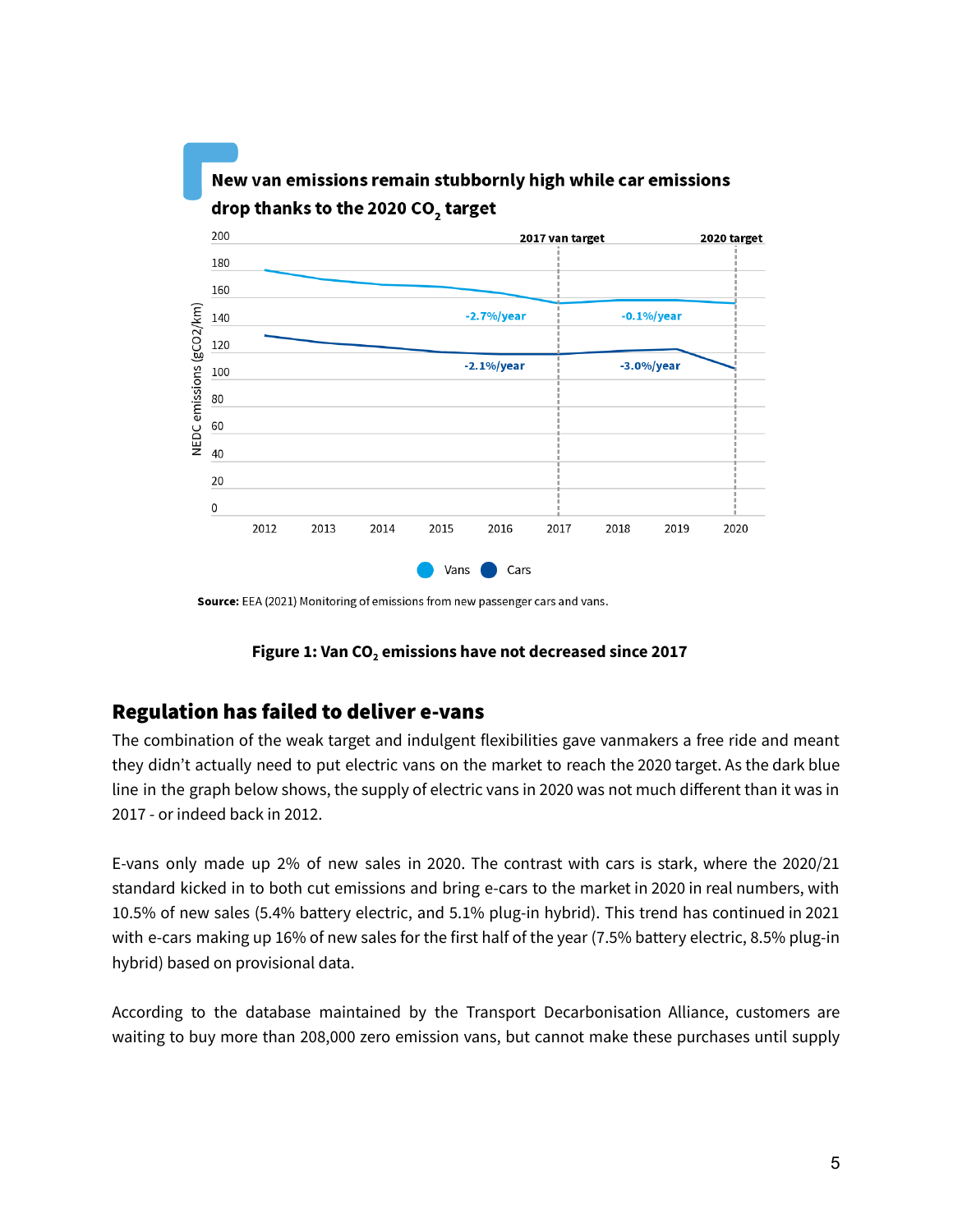**New van emissions remain stubbornly high while car emissions drop thanks to the 2020 $CO_2$ target**

**Source:** EEA (2021) Monitoring of emissions from new passenger cars and vans.

**Figure 1: Van $CO_2$ emissions have not decreased since 2017**

## Regulation has failed to deliver e-vans

The combination of the weak target and indulgent flexibilities gave vanmakers a free ride and meant they didn't actually need to put electric vans on the market to reach the 2020 target. As the dark blue line in the graph below shows, the supply of electric vans in 2020 was not much different than it was in 2017 - or indeed back in 2012.

E-vans only made up 2% of new sales in 2020. The contrast with cars is stark, where the 2020/21 standard kicked in to both cut emissions and bring e-cars to the market in 2020 in real numbers, with 10.5% of new sales (5.4% battery electric, and 5.1% plug-in hybrid). This trend has continued in 2021 with e-cars making up 16% of new sales for the first half of the year (7.5% battery electric, 8.5% plug-in hybrid) based on provisional data.

According to the database maintained by the Transport Decarbonisation Alliance, customers are waiting to buy more than 208,000 zero emission vans, but cannot make these purchases until supply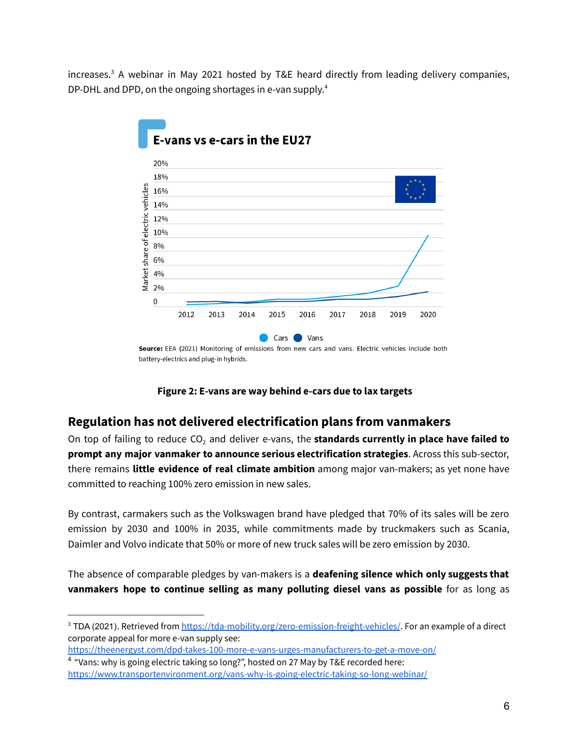increases.[3] A webinar in May 2021 hosted by T&E heard directly from leading delivery companies, DP-DHL and DPD, on the ongoing shortages in e-van supply.[4]

**E-vans vs e-cars in the EU27**

**Source:** EEA (2021) Monitoring of emissions from new cars and vans. Electric vehicles include both battery-electrics and plug-in hybrids.

**Figure 2: E-vans are way behind e-cars due to lax targets**

## Regulation has not delivered electrification plans from vanmakers

On top of failing to reduce $CO_2$ and deliver e-vans, the **standards currently in place have failed to prompt any major vanmaker to announce serious electrification strategies**. Across this sub-sector, there remains **little evidence of real climate ambition** among major van-makers; as yet none have committed to reaching 100% zero emission in new sales.

By contrast, carmakers such as the Volkswagen brand have pledged that 70% of its sales will be zero emission by 2030 and 100% in 2035, while commitments made by truckmakers such as Scania, Daimler and Volvo indicate that 50% or more of new truck sales will be zero emission by 2030.

The absence of comparable pledges by van-makers is a **deafening silence which only suggests that vanmakers hope to continue selling as many polluting diesel vans as possible** for as long as

---

[3] TDA (2021). Retrieved from https://tda-mobility.org/zero-emission-freight-vehicles/. For an example of a direct corporate appeal for more e-van supply see: https://theenergyst.com/dpd-takes-100-more-e-vans-urges-manufacturers-to-get-a-move-on/

[4] "Vans: why is going electric taking so long?", hosted on 27 May by T&E recorded here: https://www.transportenvironment.org/vans-why-is-going-electric-taking-so-long-webinar/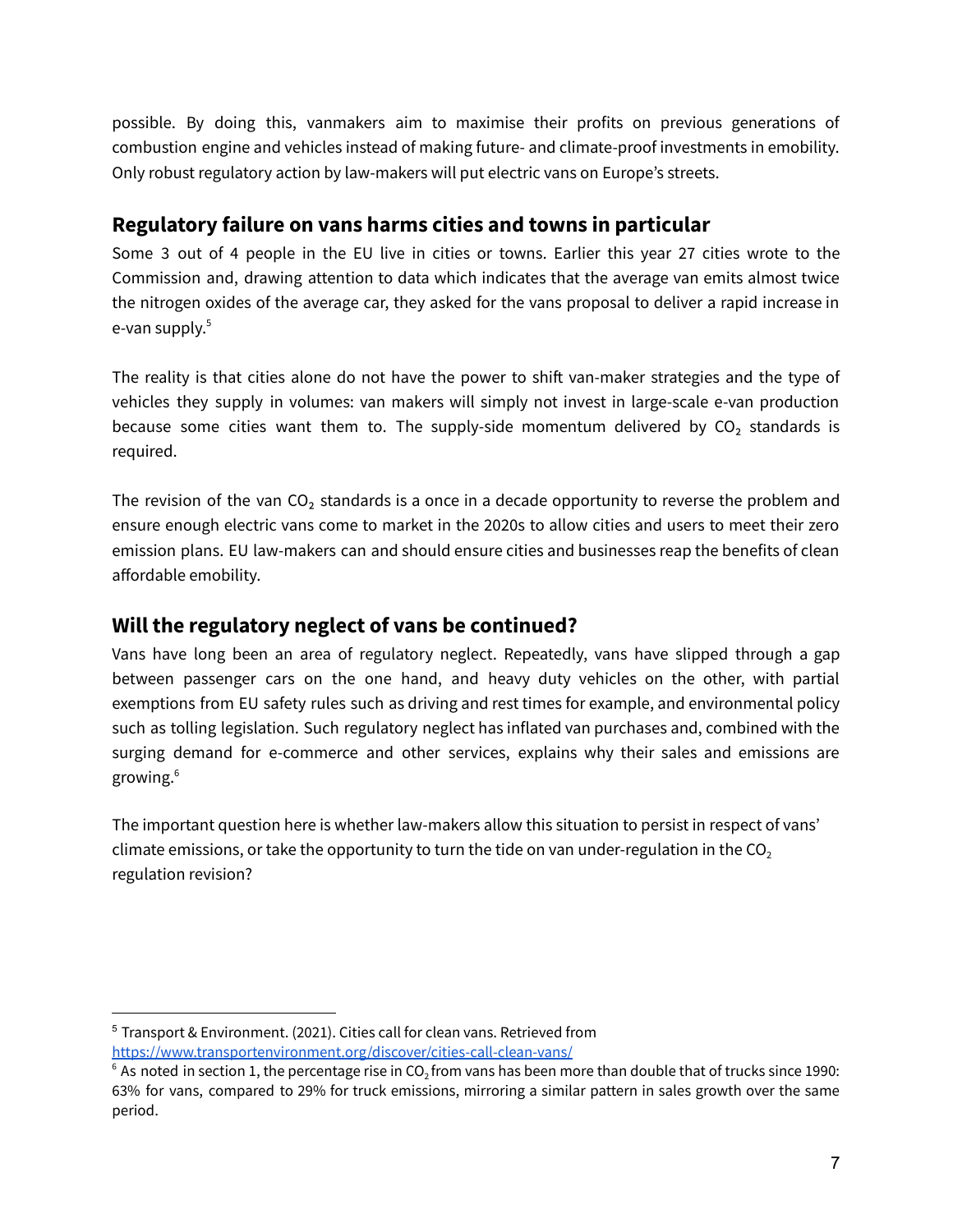possible. By doing this, vanmakers aim to maximise their profits on previous generations of combustion engine and vehicles instead of making future- and climate-proof investments in emobility. Only robust regulatory action by law-makers will put electric vans on Europe's streets.

## Regulatory failure on vans harms cities and towns in particular

Some 3 out of 4 people in the EU live in cities or towns. Earlier this year 27 cities wrote to the Commission and, drawing attention to data which indicates that the average van emits almost twice the nitrogen oxides of the average car, they asked for the vans proposal to deliver a rapid increase in e-van supply.[5]

The reality is that cities alone do not have the power to shift van-maker strategies and the type of vehicles they supply in volumes: van makers will simply not invest in large-scale e-van production because some cities want them to. The supply-side momentum delivered by $CO_2$ standards is required.

The revision of the van $CO_2$ standards is a once in a decade opportunity to reverse the problem and ensure enough electric vans come to market in the 2020s to allow cities and users to meet their zero emission plans. EU law-makers can and should ensure cities and businesses reap the benefits of clean affordable emobility.

## Will the regulatory neglect of vans be continued?

Vans have long been an area of regulatory neglect. Repeatedly, vans have slipped through a gap between passenger cars on the one hand, and heavy duty vehicles on the other, with partial exemptions from EU safety rules such as driving and rest times for example, and environmental policy such as tolling legislation. Such regulatory neglect has inflated van purchases and, combined with the surging demand for e-commerce and other services, explains why their sales and emissions are growing.[6]

The important question here is whether law-makers allow this situation to persist in respect of vans' climate emissions, or take the opportunity to turn the tide on van under-regulation in the $CO_2$ regulation revision?

---

[5] Transport & Environment. (2021). Cities call for clean vans. Retrieved from https://www.transportenvironment.org/discover/cities-call-clean-vans/

[6] As noted in section 1, the percentage rise in $CO_2$ from vans has been more than double that of trucks since 1990: 63% for vans, compared to 29% for truck emissions, mirroring a similar pattern in sales growth over the same period.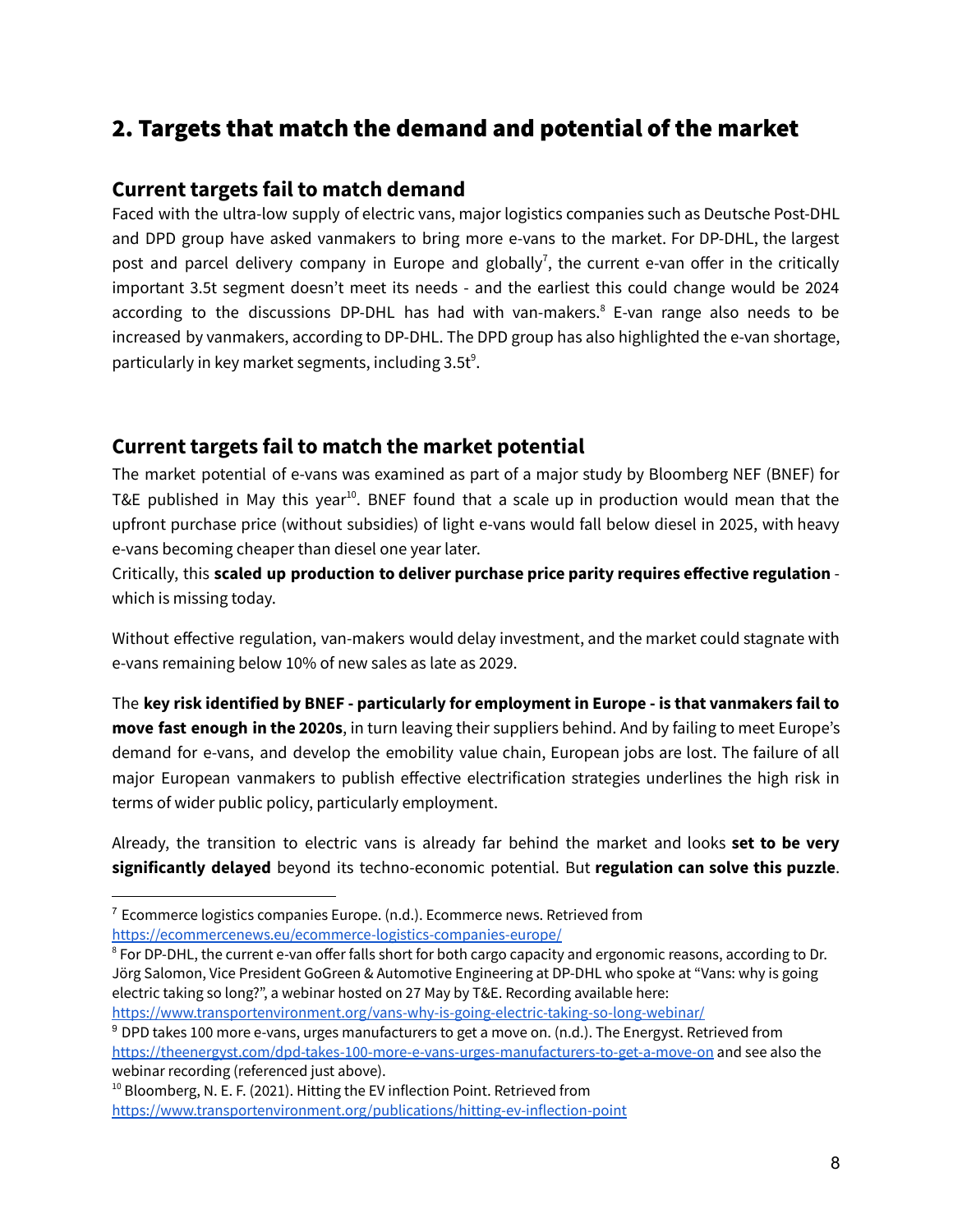## 2. Targets that match the demand and potential of the market

### Current targets fail to match demand

Faced with the ultra-low supply of electric vans, major logistics companies such as Deutsche Post-DHL and DPD group have asked vanmakers to bring more e-vans to the market. For DP-DHL, the largest post and parcel delivery company in Europe and globally[7], the current e-van offer in the critically important 3.5t segment doesn't meet its needs - and the earliest this could change would be 2024 according to the discussions DP-DHL has had with van-makers.[8] E-van range also needs to be increased by vanmakers, according to DP-DHL. The DPD group has also highlighted the e-van shortage, particularly in key market segments, including 3.5t[9].

### Current targets fail to match the market potential

The market potential of e-vans was examined as part of a major study by Bloomberg NEF (BNEF) for T&E published in May this year[10]. BNEF found that a scale up in production would mean that the upfront purchase price (without subsidies) of light e-vans would fall below diesel in 2025, with heavy e-vans becoming cheaper than diesel one year later.

Critically, this **scaled up production to deliver purchase price parity requires effective regulation** - which is missing today.

Without effective regulation, van-makers would delay investment, and the market could stagnate with e-vans remaining below 10% of new sales as late as 2029.

The **key risk identified by BNEF - particularly for employment in Europe - is that vanmakers fail to move fast enough in the 2020s**, in turn leaving their suppliers behind. And by failing to meet Europe's demand for e-vans, and develop the emobility value chain, European jobs are lost. The failure of all major European vanmakers to publish effective electrification strategies underlines the high risk in terms of wider public policy, particularly employment.

Already, the transition to electric vans is already far behind the market and looks **set to be very significantly delayed** beyond its techno-economic potential. But **regulation can solve this puzzle**.

---

[7] Ecommerce logistics companies Europe. (n.d.). Ecommerce news. Retrieved from https://ecommercenews.eu/ecommerce-logistics-companies-europe/

[8] For DP-DHL, the current e-van offer falls short for both cargo capacity and ergonomic reasons, according to Dr. Jörg Salomon, Vice President GoGreen & Automotive Engineering at DP-DHL who spoke at "Vans: why is going electric taking so long?", a webinar hosted on 27 May by T&E. Recording available here: https://www.transportenvironment.org/vans-why-is-going-electric-taking-so-long-webinar/

[9] DPD takes 100 more e-vans, urges manufacturers to get a move on. (n.d.). The Energyst. Retrieved from https://theenergyst.com/dpd-takes-100-more-e-vans-urges-manufacturers-to-get-a-move-on and see also the webinar recording (referenced just above).

[10] Bloomberg, N. E. F. (2021). Hitting the EV inflection Point. Retrieved from https://www.transportenvironment.org/publications/hitting-ev-inflection-point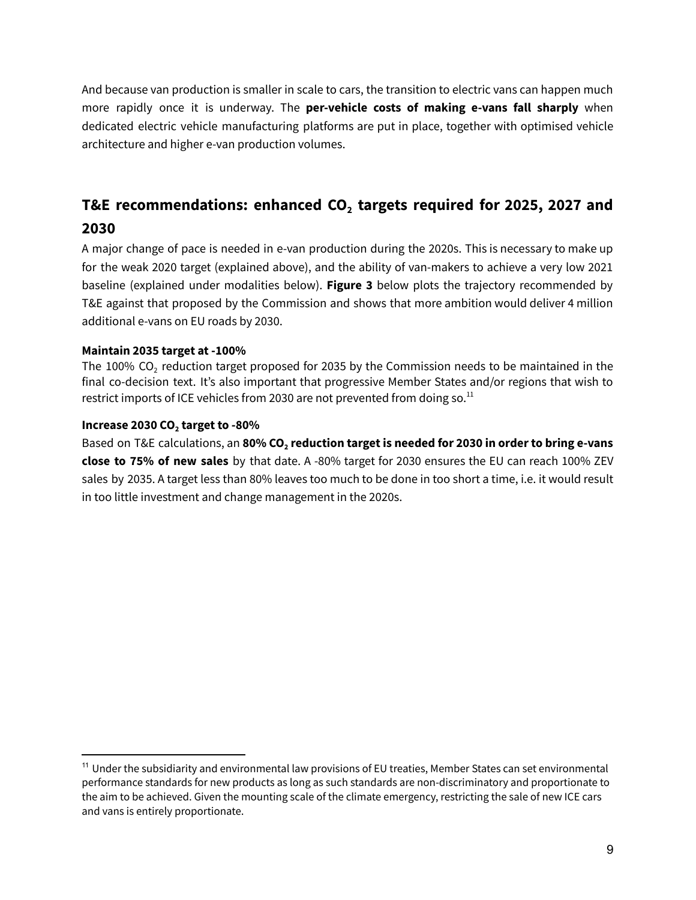And because van production is smaller in scale to cars, the transition to electric vans can happen much more rapidly once it is underway. The **per-vehicle costs of making e-vans fall sharply** when dedicated electric vehicle manufacturing platforms are put in place, together with optimised vehicle architecture and higher e-van production volumes.

## T&E recommendations: enhanced $CO_2$ targets required for 2025, 2027 and 2030

A major change of pace is needed in e-van production during the 2020s. This is necessary to make up for the weak 2020 target (explained above), and the ability of van-makers to achieve a very low 2021 baseline (explained under modalities below). **Figure 3** below plots the trajectory recommended by T&E against that proposed by the Commission and shows that more ambition would deliver 4 million additional e-vans on EU roads by 2030.

**Maintain 2035 target at -100%**

The 100% $CO_2$ reduction target proposed for 2035 by the Commission needs to be maintained in the final co-decision text. It's also important that progressive Member States and/or regions that wish to restrict imports of ICE vehicles from 2030 are not prevented from doing so.[11]

**Increase 2030 $CO_2$ target to -80%**

Based on T&E calculations, an **80% $CO_2$ reduction target is needed for 2030 in order to bring e-vans close to 75% of new sales** by that date. A -80% target for 2030 ensures the EU can reach 100% ZEV sales by 2035. A target less than 80% leaves too much to be done in too short a time, i.e. it would result in too little investment and change management in the 2020s.

[11] Under the subsidiarity and environmental law provisions of EU treaties, Member States can set environmental performance standards for new products as long as such standards are non-discriminatory and proportionate to the aim to be achieved. Given the mounting scale of the climate emergency, restricting the sale of new ICE cars and vans is entirely proportionate.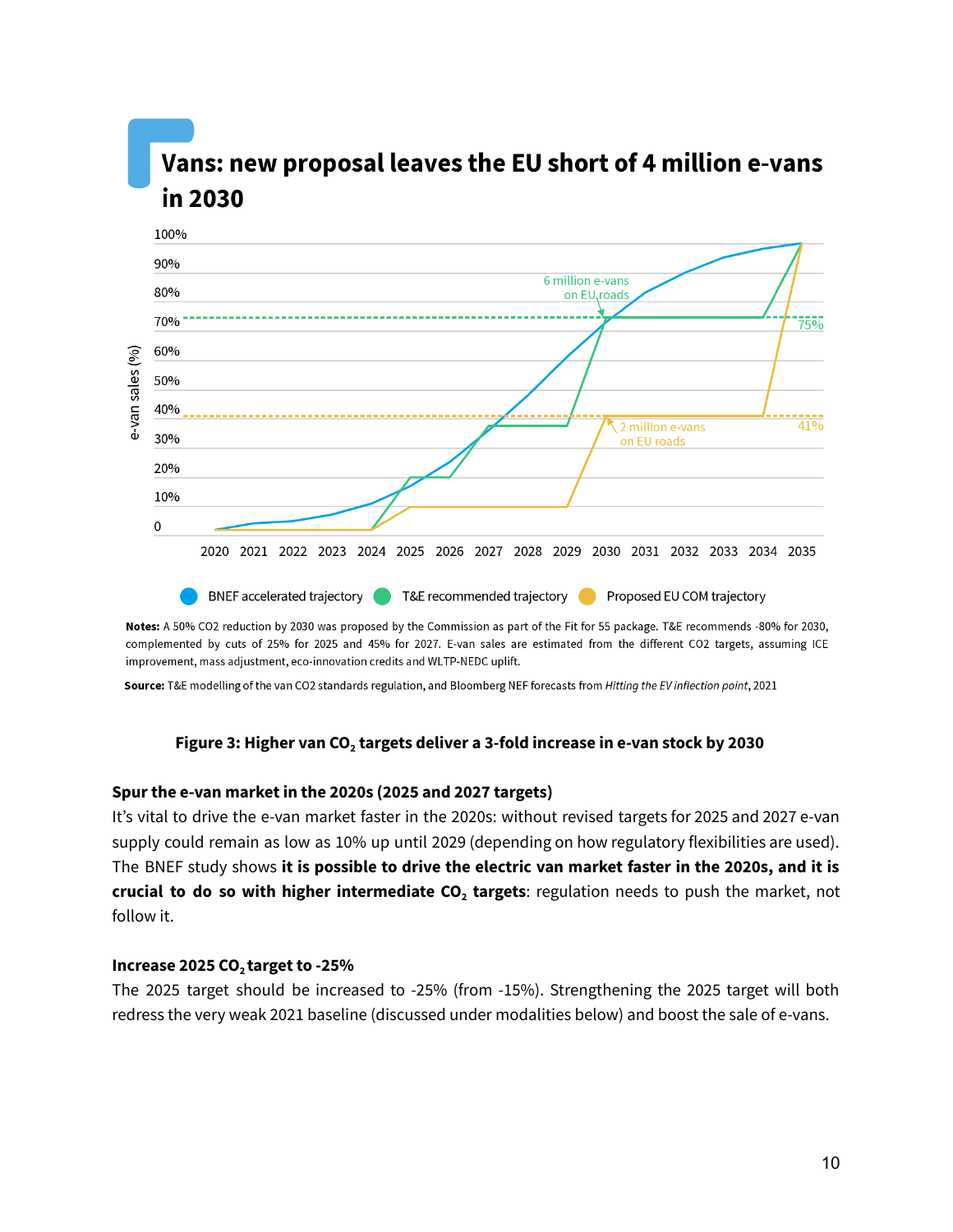## Vans: new proposal leaves the EU short of 4 million e-vans in 2030

**Notes:** A 50% CO2 reduction by 2030 was proposed by the Commission as part of the Fit for 55 package. T&E recommends -80% for 2030, complemented by cuts of 25% for 2025 and 45% for 2027. E-van sales are estimated from the different CO2 targets, assuming ICE improvement, mass adjustment, eco-innovation credits and WLTP-NEDC uplift.

**Source:** T&E modelling of the van CO2 standards regulation, and Bloomberg NEF forecasts from *Hitting the EV inflection point*, 2021

**Figure 3: Higher van $CO_2$ targets deliver a 3-fold increase in e-van stock by 2030**

### Spur the e-van market in the 2020s (2025 and 2027 targets)

It's vital to drive the e-van market faster in the 2020s: without revised targets for 2025 and 2027 e-van supply could remain as low as 10% up until 2029 (depending on how regulatory flexibilities are used). The BNEF study shows **it is possible to drive the electric van market faster in the 2020s, and it is crucial to do so with higher intermediate $CO_2$ targets**: regulation needs to push the market, not follow it.

### Increase 2025 $CO_2$ target to -25%

The 2025 target should be increased to -25% (from -15%). Strengthening the 2025 target will both redress the very weak 2021 baseline (discussed under modalities below) and boost the sale of e-vans.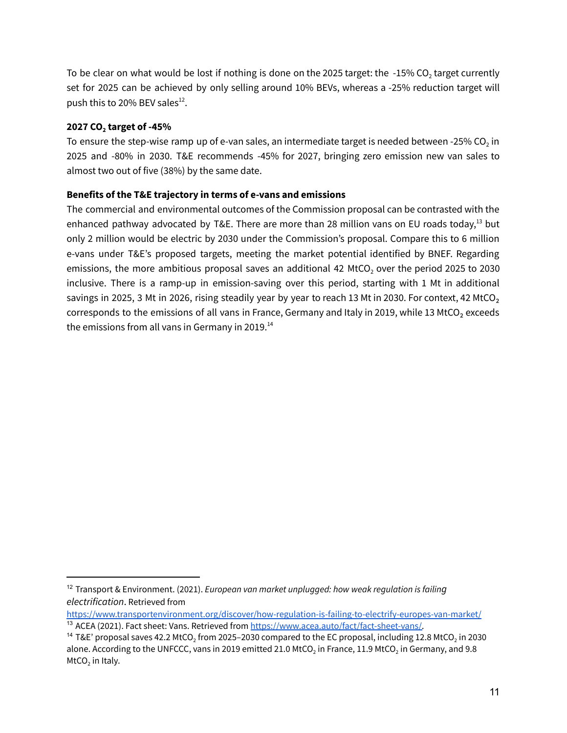To be clear on what would be lost if nothing is done on the 2025 target: the -15% $CO_2$ target currently set for 2025 can be achieved by only selling around 10% BEVs, whereas a -25% reduction target will push this to 20% BEV sales[12].

**2027 $CO_2$ target of -45%**

To ensure the step-wise ramp up of e-van sales, an intermediate target is needed between -25% $CO_2$ in 2025 and -80% in 2030. T&E recommends -45% for 2027, bringing zero emission new van sales to almost two out of five (38%) by the same date.

**Benefits of the T&E trajectory in terms of e-vans and emissions**

The commercial and environmental outcomes of the Commission proposal can be contrasted with the enhanced pathway advocated by T&E. There are more than 28 million vans on EU roads today,[13] but only 2 million would be electric by 2030 under the Commission's proposal. Compare this to 6 million e-vans under T&E's proposed targets, meeting the market potential identified by BNEF. Regarding emissions, the more ambitious proposal saves an additional 42 $MtCO_2$ over the period 2025 to 2030 inclusive. There is a ramp-up in emission-saving over this period, starting with 1 Mt in additional savings in 2025, 3 Mt in 2026, rising steadily year by year to reach 13 Mt in 2030. For context, 42 $MtCO_2$ corresponds to the emissions of all vans in France, Germany and Italy in 2019, while 13 $MtCO_2$ exceeds the emissions from all vans in Germany in 2019.[14]

---

[12] Transport & Environment. (2021). *European van market unplugged: how weak regulation is failing electrification*. Retrieved from https://www.transportenvironment.org/discover/how-regulation-is-failing-to-electrify-europes-van-market/

[13] ACEA (2021). Fact sheet: Vans. Retrieved from https://www.acea.auto/fact/fact-sheet-vans/.

[14] T&E' proposal saves 42.2 $MtCO_2$ from 2025–2030 compared to the EC proposal, including 12.8 $MtCO_2$ in 2030 alone. According to the UNFCCC, vans in 2019 emitted 21.0 $MtCO_2$ in France, 11.9 $MtCO_2$ in Germany, and 9.8 $MtCO_2$ in Italy.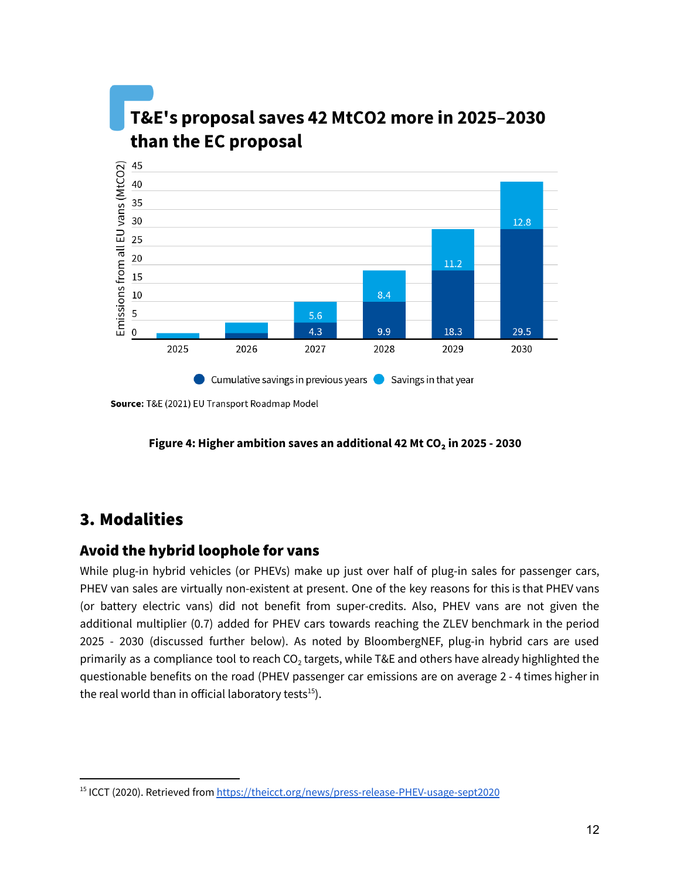## T&E's proposal saves 42 MtCO2 more in 2025–2030 than the EC proposal

| Year | Cumulative savings in previous years | Savings in that year |
|---|---|---|
| 2025 | | |
| 2026 | | |
| 2027 | 4.3 | 5.6 |
| 2028 | 9.9 | 8.4 |
| 2029 | 18.3 | 11.2 |
| 2030 | 29.5 | 12.8 |

Emissions from all EU vans (MtCO2)

**Source:** T&E (2021) EU Transport Roadmap Model

**Figure 4: Higher ambition saves an additional 42 Mt $CO_2$ in 2025 - 2030**

## 3. Modalities

### Avoid the hybrid loophole for vans

While plug-in hybrid vehicles (or PHEVs) make up just over half of plug-in sales for passenger cars, PHEV van sales are virtually non-existent at present. One of the key reasons for this is that PHEV vans (or battery electric vans) did not benefit from super-credits. Also, PHEV vans are not given the additional multiplier (0.7) added for PHEV cars towards reaching the ZLEV benchmark in the period 2025 - 2030 (discussed further below). As noted by BloombergNEF, plug-in hybrid cars are used primarily as a compliance tool to reach $CO_2$ targets, while T&E and others have already highlighted the questionable benefits on the road (PHEV passenger car emissions are on average 2 - 4 times higher in the real world than in official laboratory tests[15]).

[15] ICCT (2020). Retrieved from https://theicct.org/news/press-release-PHEV-usage-sept2020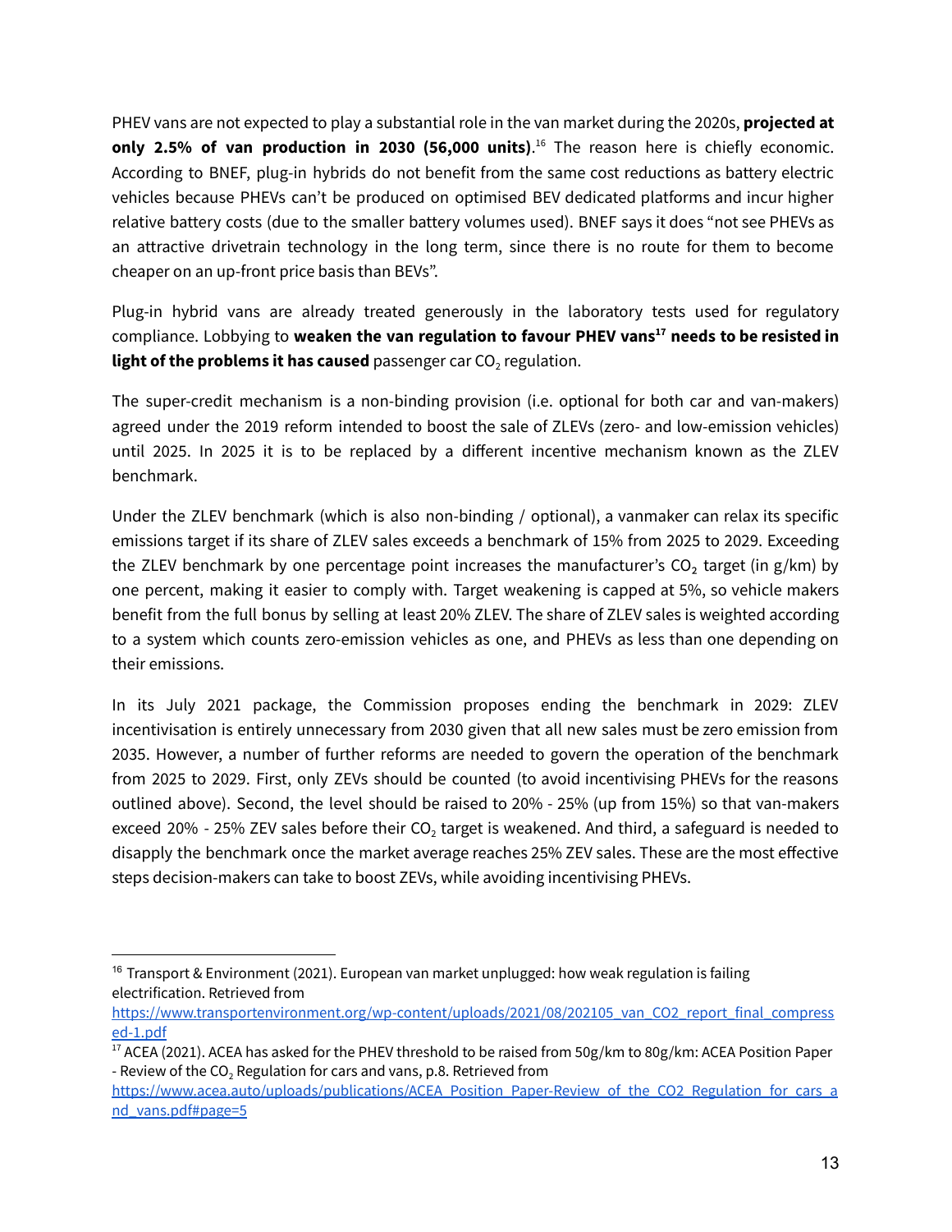PHEV vans are not expected to play a substantial role in the van market during the 2020s, **projected at only 2.5% of van production in 2030 (56,000 units)**.[16] The reason here is chiefly economic. According to BNEF, plug-in hybrids do not benefit from the same cost reductions as battery electric vehicles because PHEVs can't be produced on optimised BEV dedicated platforms and incur higher relative battery costs (due to the smaller battery volumes used). BNEF says it does "not see PHEVs as an attractive drivetrain technology in the long term, since there is no route for them to become cheaper on an up-front price basis than BEVs".

Plug-in hybrid vans are already treated generously in the laboratory tests used for regulatory compliance. Lobbying to **weaken the van regulation to favour PHEV vans**[17] **needs to be resisted in light of the problems it has caused** passenger car $CO_2$ regulation.

The super-credit mechanism is a non-binding provision (i.e. optional for both car and van-makers) agreed under the 2019 reform intended to boost the sale of ZLEVs (zero- and low-emission vehicles) until 2025. In 2025 it is to be replaced by a different incentive mechanism known as the ZLEV benchmark.

Under the ZLEV benchmark (which is also non-binding / optional), a vanmaker can relax its specific emissions target if its share of ZLEV sales exceeds a benchmark of 15% from 2025 to 2029. Exceeding the ZLEV benchmark by one percentage point increases the manufacturer's $CO_2$ target (in g/km) by one percent, making it easier to comply with. Target weakening is capped at 5%, so vehicle makers benefit from the full bonus by selling at least 20% ZLEV. The share of ZLEV sales is weighted according to a system which counts zero-emission vehicles as one, and PHEVs as less than one depending on their emissions.

In its July 2021 package, the Commission proposes ending the benchmark in 2029: ZLEV incentivisation is entirely unnecessary from 2030 given that all new sales must be zero emission from 2035. However, a number of further reforms are needed to govern the operation of the benchmark from 2025 to 2029. First, only ZEVs should be counted (to avoid incentivising PHEVs for the reasons outlined above). Second, the level should be raised to 20% - 25% (up from 15%) so that van-makers exceed 20% - 25% ZEV sales before their $CO_2$ target is weakened. And third, a safeguard is needed to disapply the benchmark once the market average reaches 25% ZEV sales. These are the most effective steps decision-makers can take to boost ZEVs, while avoiding incentivising PHEVs.

---

[16] Transport & Environment (2021). European van market unplugged: how weak regulation is failing electrification. Retrieved from https://www.transportenvironment.org/wp-content/uploads/2021/08/202105_van_CO2_report_final_compressed-1.pdf

[17] ACEA (2021). ACEA has asked for the PHEV threshold to be raised from 50g/km to 80g/km: ACEA Position Paper - Review of the $CO_2$ Regulation for cars and vans, p.8. Retrieved from https://www.acea.auto/uploads/publications/ACEA_Position_Paper-Review_of_the_CO2_Regulation_for_cars_and_vans.pdf#page=5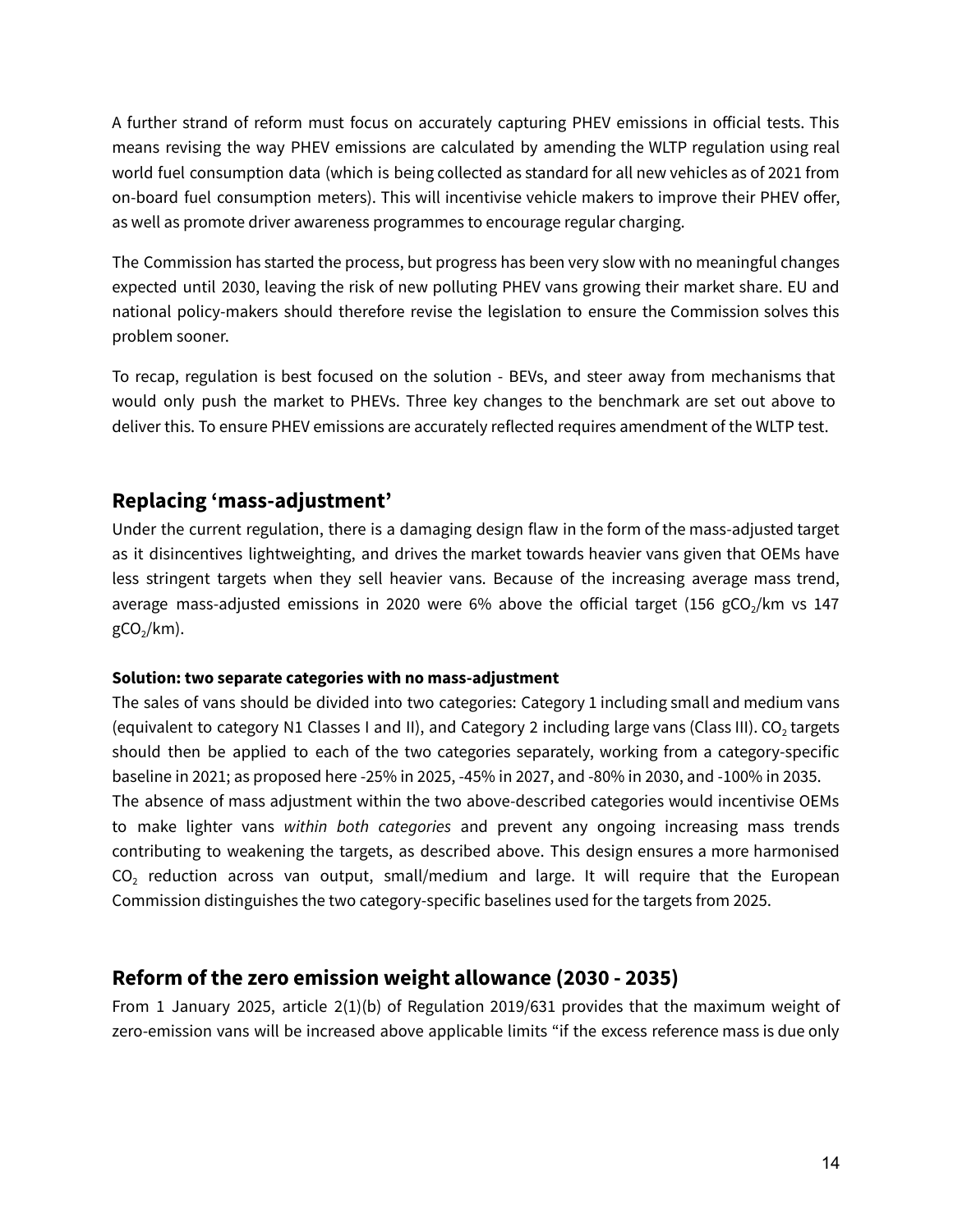A further strand of reform must focus on accurately capturing PHEV emissions in official tests. This means revising the way PHEV emissions are calculated by amending the WLTP regulation using real world fuel consumption data (which is being collected as standard for all new vehicles as of 2021 from on-board fuel consumption meters). This will incentivise vehicle makers to improve their PHEV offer, as well as promote driver awareness programmes to encourage regular charging.

The Commission has started the process, but progress has been very slow with no meaningful changes expected until 2030, leaving the risk of new polluting PHEV vans growing their market share. EU and national policy-makers should therefore revise the legislation to ensure the Commission solves this problem sooner.

To recap, regulation is best focused on the solution - BEVs, and steer away from mechanisms that would only push the market to PHEVs. Three key changes to the benchmark are set out above to deliver this. To ensure PHEV emissions are accurately reflected requires amendment of the WLTP test.

## Replacing 'mass-adjustment'

Under the current regulation, there is a damaging design flaw in the form of the mass-adjusted target as it disincentives lightweighting, and drives the market towards heavier vans given that OEMs have less stringent targets when they sell heavier vans. Because of the increasing average mass trend, average mass-adjusted emissions in 2020 were 6% above the official target (156 $gCO_2$/km vs 147 $gCO_2$/km).

#### Solution: two separate categories with no mass-adjustment

The sales of vans should be divided into two categories: Category 1 including small and medium vans (equivalent to category N1 Classes I and II), and Category 2 including large vans (Class III). $CO_2$ targets should then be applied to each of the two categories separately, working from a category-specific baseline in 2021; as proposed here -25% in 2025, -45% in 2027, and -80% in 2030, and -100% in 2035.

The absence of mass adjustment within the two above-described categories would incentivise OEMs to make lighter vans *within both categories* and prevent any ongoing increasing mass trends contributing to weakening the targets, as described above. This design ensures a more harmonised $CO_2$ reduction across van output, small/medium and large. It will require that the European Commission distinguishes the two category-specific baselines used for the targets from 2025.

## Reform of the zero emission weight allowance (2030 - 2035)

From 1 January 2025, article 2(1)(b) of Regulation 2019/631 provides that the maximum weight of zero-emission vans will be increased above applicable limits "if the excess reference mass is due only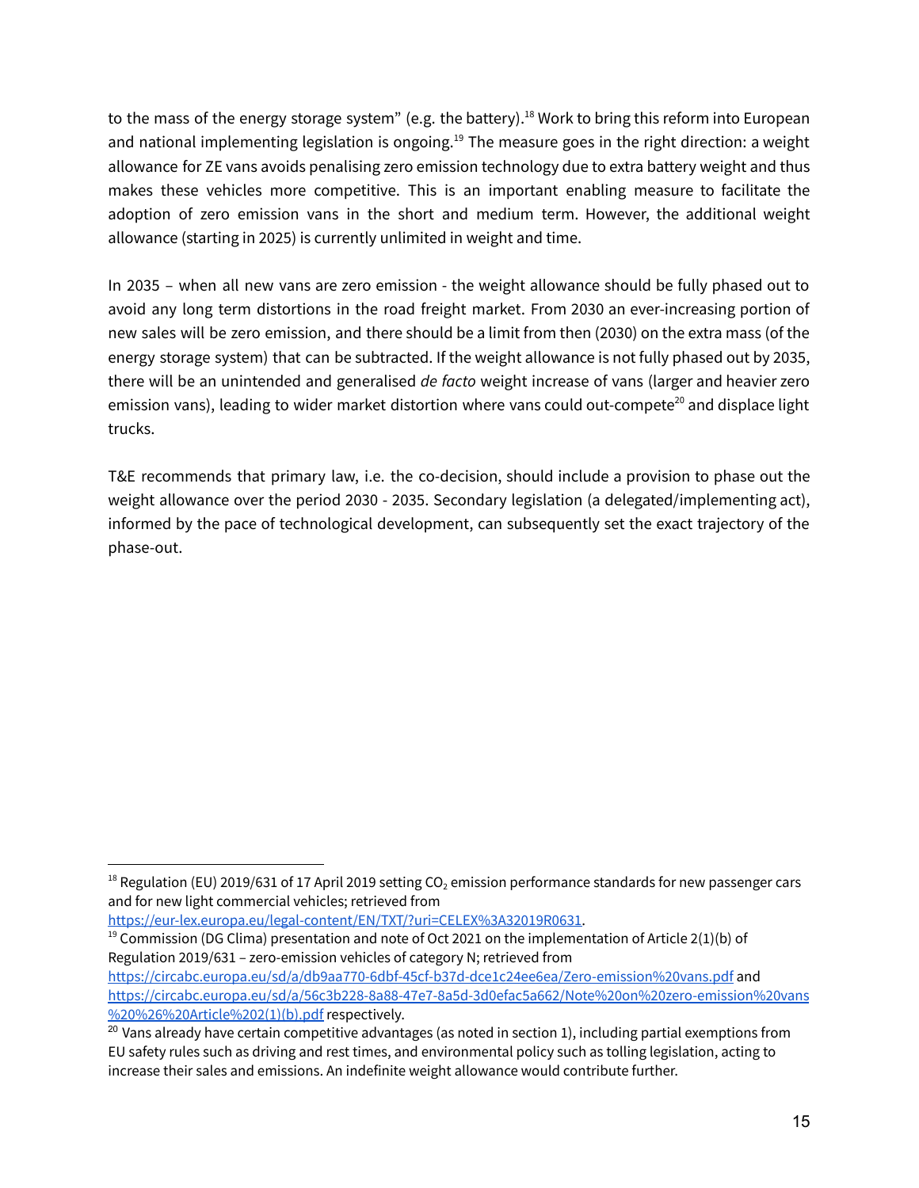to the mass of the energy storage system" (e.g. the battery).[18] Work to bring this reform into European and national implementing legislation is ongoing.[19] The measure goes in the right direction: a weight allowance for ZE vans avoids penalising zero emission technology due to extra battery weight and thus makes these vehicles more competitive. This is an important enabling measure to facilitate the adoption of zero emission vans in the short and medium term. However, the additional weight allowance (starting in 2025) is currently unlimited in weight and time.

In 2035 – when all new vans are zero emission - the weight allowance should be fully phased out to avoid any long term distortions in the road freight market. From 2030 an ever-increasing portion of new sales will be zero emission, and there should be a limit from then (2030) on the extra mass (of the energy storage system) that can be subtracted. If the weight allowance is not fully phased out by 2035, there will be an unintended and generalised *de facto* weight increase of vans (larger and heavier zero emission vans), leading to wider market distortion where vans could out-compete[20] and displace light trucks.

T&E recommends that primary law, i.e. the co-decision, should include a provision to phase out the weight allowance over the period 2030 - 2035. Secondary legislation (a delegated/implementing act), informed by the pace of technological development, can subsequently set the exact trajectory of the phase-out.

---

[18] Regulation (EU) 2019/631 of 17 April 2019 setting $CO_2$ emission performance standards for new passenger cars and for new light commercial vehicles; retrieved from https://eur-lex.europa.eu/legal-content/EN/TXT/?uri=CELEX%3A32019R0631.

[19] Commission (DG Clima) presentation and note of Oct 2021 on the implementation of Article 2(1)(b) of Regulation 2019/631 – zero-emission vehicles of category N; retrieved from https://circabc.europa.eu/sd/a/db9aa770-6dbf-45cf-b37d-dce1c24ee6ea/Zero-emission%20vans.pdf and https://circabc.europa.eu/sd/a/56c3b228-8a88-47e7-8a5d-3d0efac5a662/Note%20on%20zero-emission%20vans%20%26%20Article%202(1)(b).pdf respectively.

[20] Vans already have certain competitive advantages (as noted in section 1), including partial exemptions from EU safety rules such as driving and rest times, and environmental policy such as tolling legislation, acting to increase their sales and emissions. An indefinite weight allowance would contribute further.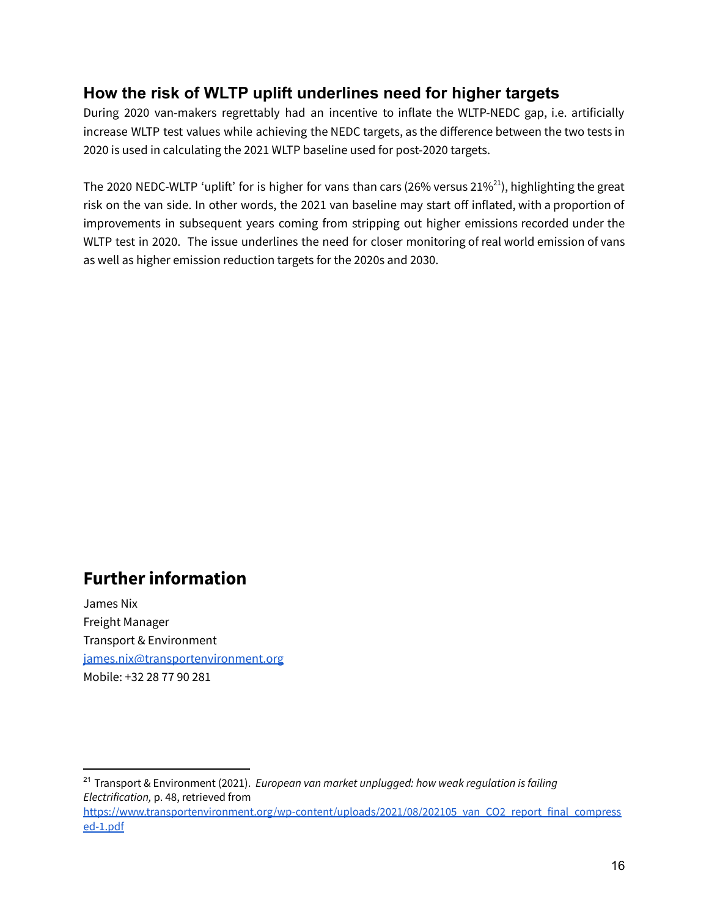## How the risk of WLTP uplift underlines need for higher targets

During 2020 van-makers regrettably had an incentive to inflate the WLTP-NEDC gap, i.e. artificially increase WLTP test values while achieving the NEDC targets, as the difference between the two tests in 2020 is used in calculating the 2021 WLTP baseline used for post-2020 targets.

The 2020 NEDC-WLTP 'uplift' for is higher for vans than cars (26% versus 21%[21]), highlighting the great risk on the van side. In other words, the 2021 van baseline may start off inflated, with a proportion of improvements in subsequent years coming from stripping out higher emissions recorded under the WLTP test in 2020. The issue underlines the need for closer monitoring of real world emission of vans as well as higher emission reduction targets for the 2020s and 2030.

# Further information

James Nix
Freight Manager
Transport & Environment
james.nix@transportenvironment.org
Mobile: +32 28 77 90 281

---

[21] Transport & Environment (2021). *European van market unplugged: how weak regulation is failing Electrification,* p. 48, retrieved from https://www.transportenvironment.org/wp-content/uploads/2021/08/202105_van_CO2_report_final_compressed-1.pdf